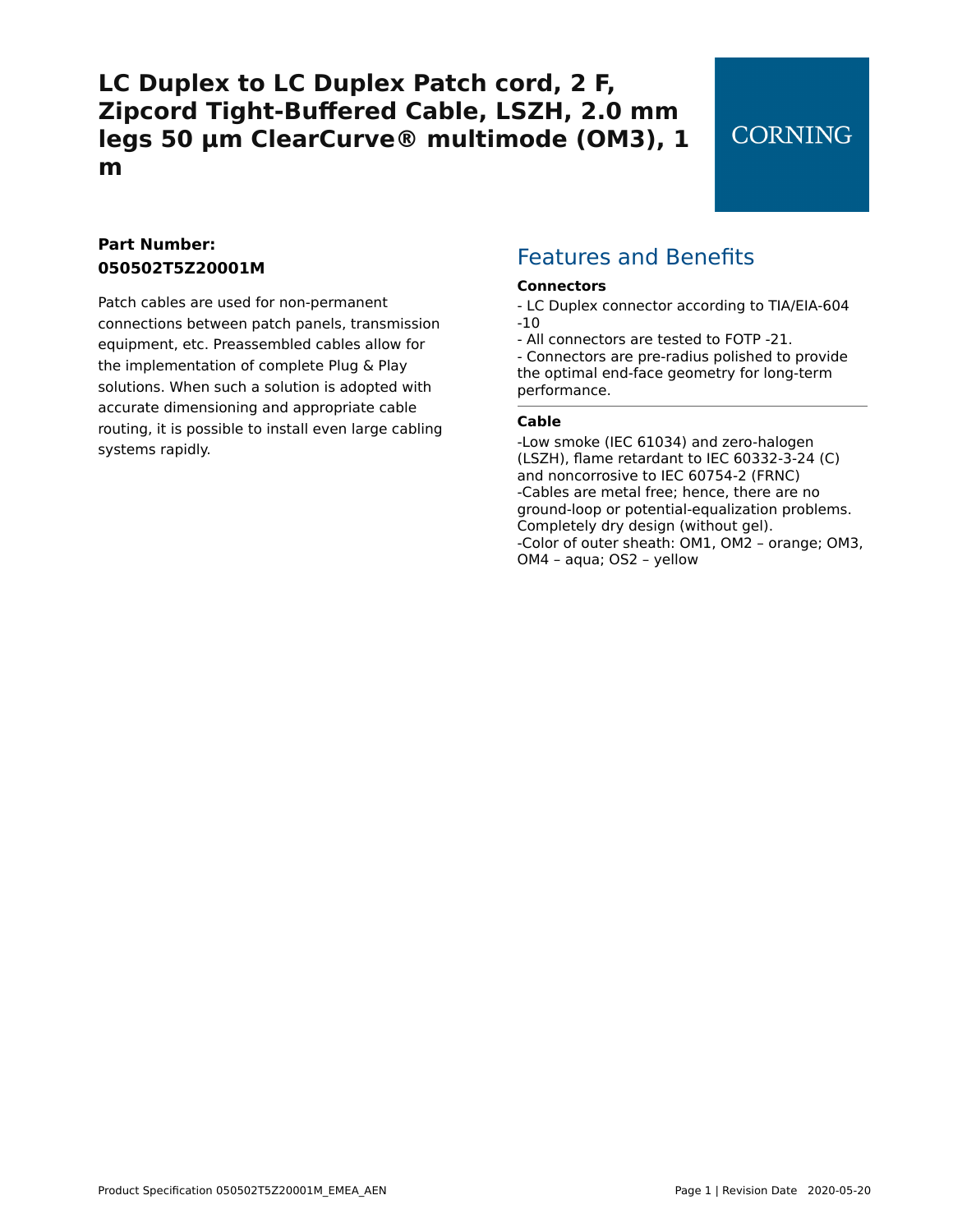# LC Duplex to LC Duplex Patch cord, 2 F, Zipcord Tight-Buffered Cable, LSZH, 2.0 mm legs 50 µm ClearCurve® multimode (OM3), 1 m

CORNING

**Part Number: 050502T5Z20001M**

Patch cables are used for non-permanent connections between patch panels, transmission equipment, etc. Preassembled cables allow for the implementation of complete Plug & Play solutions. When such a solution is adopted with accurate dimensioning and appropriate cable routing, it is possible to install even large cabling systems rapidly.

## Features and Benefits

**Connectors**

- LC Duplex connector according to TIA/EIA-604 -10
- All connectors are tested to FOTP -21.
- Connectors are pre-radius polished to provide the optimal end-face geometry for long-term performance.

**Cable**

-Low smoke (IEC 61034) and zero-halogen (LSZH), flame retardant to IEC 60332-3-24 (C) and noncorrosive to IEC 60754-2 (FRNC)
-Cables are metal free; hence, there are no ground-loop or potential-equalization problems. Completely dry design (without gel).
-Color of outer sheath: OM1, OM2 – orange; OM3, OM4 – aqua; OS2 – yellow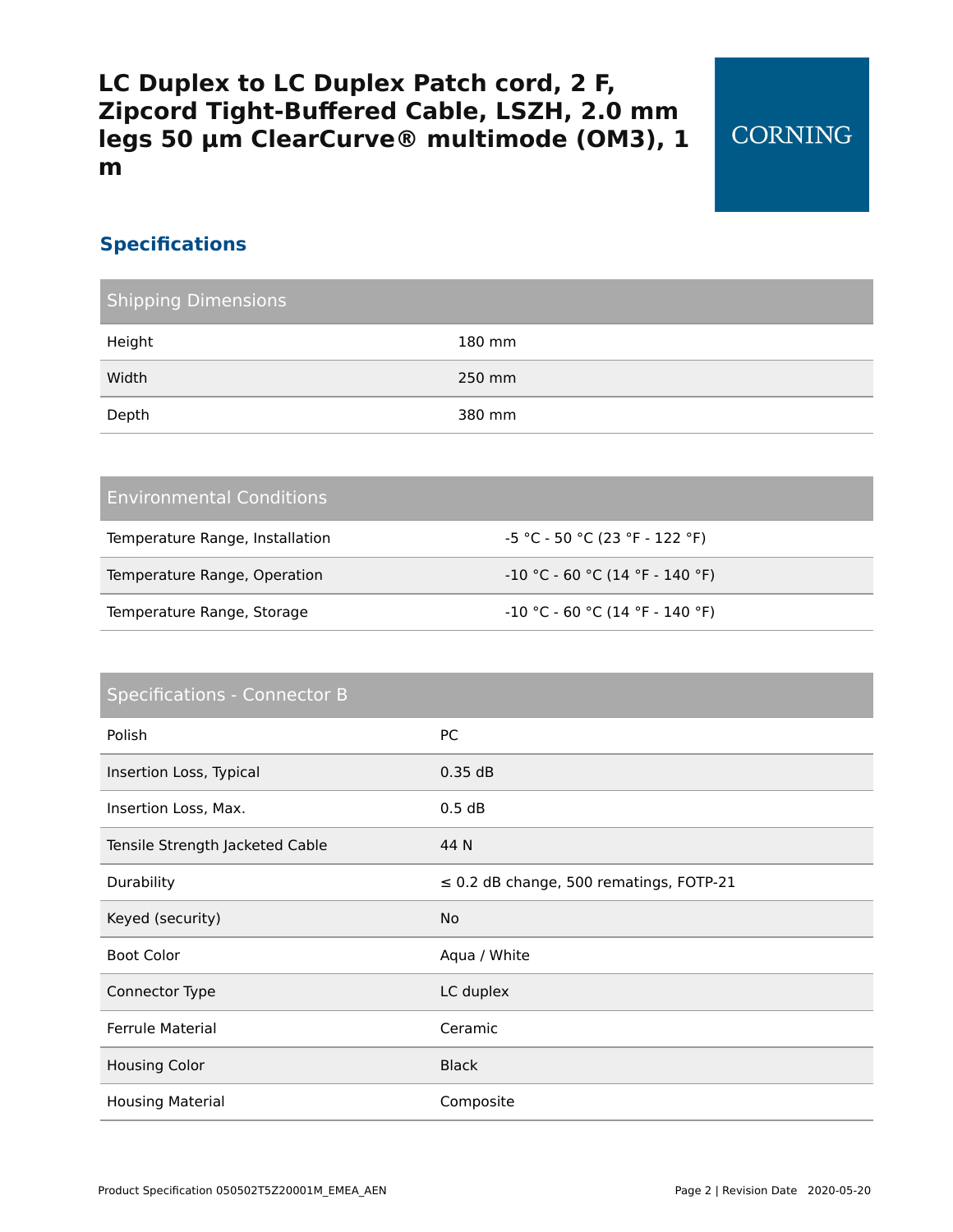# LC Duplex to LC Duplex Patch cord, 2 F, Zipcord Tight-Buffered Cable, LSZH, 2.0 mm legs 50 µm ClearCurve® multimode (OM3), 1 m

CORNING

## Specifications

| Shipping Dimensions | |
|---|---|
| Height | 180 mm |
| Width | 250 mm |
| Depth | 380 mm |

| Environmental Conditions | |
|---|---|
| Temperature Range, Installation | -5 °C - 50 °C (23 °F - 122 °F) |
| Temperature Range, Operation | -10 °C - 60 °C (14 °F - 140 °F) |
| Temperature Range, Storage | -10 °C - 60 °C (14 °F - 140 °F) |

| Specifications - Connector B | |
|---|---|
| Polish | PC |
| Insertion Loss, Typical | 0.35 dB |
| Insertion Loss, Max. | 0.5 dB |
| Tensile Strength Jacketed Cable | 44 N |
| Durability | ≤ 0.2 dB change, 500 rematings, FOTP-21 |
| Keyed (security) | No |
| Boot Color | Aqua / White |
| Connector Type | LC duplex |
| Ferrule Material | Ceramic |
| Housing Color | Black |
| Housing Material | Composite |

Product Specification 050502T5Z20001M_EMEA_AEN — Revision Date 2020-05-20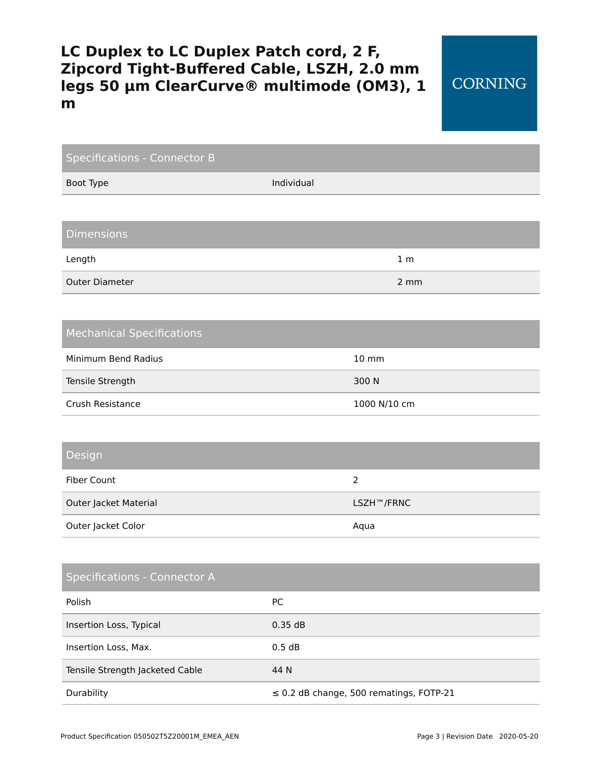# LC Duplex to LC Duplex Patch cord, 2 F, Zipcord Tight-Buffered Cable, LSZH, 2.0 mm legs 50 µm ClearCurve® multimode (OM3), 1 m

CORNING

| Specifications - Connector B | |
|---|---|
| Boot Type | Individual |

| Dimensions | |
|---|---|
| Length | 1 m |
| Outer Diameter | 2 mm |

| Mechanical Specifications | |
|---|---|
| Minimum Bend Radius | 10 mm |
| Tensile Strength | 300 N |
| Crush Resistance | 1000 N/10 cm |

| Design | |
|---|---|
| Fiber Count | 2 |
| Outer Jacket Material | LSZH™/FRNC |
| Outer Jacket Color | Aqua |

| Specifications - Connector A | |
|---|---|
| Polish | PC |
| Insertion Loss, Typical | 0.35 dB |
| Insertion Loss, Max. | 0.5 dB |
| Tensile Strength Jacketed Cable | 44 N |
| Durability | ≤ 0.2 dB change, 500 rematings, FOTP-21 |

Product Specification 050502T5Z20001M_EMEA_AEN — Revision Date 2020-05-20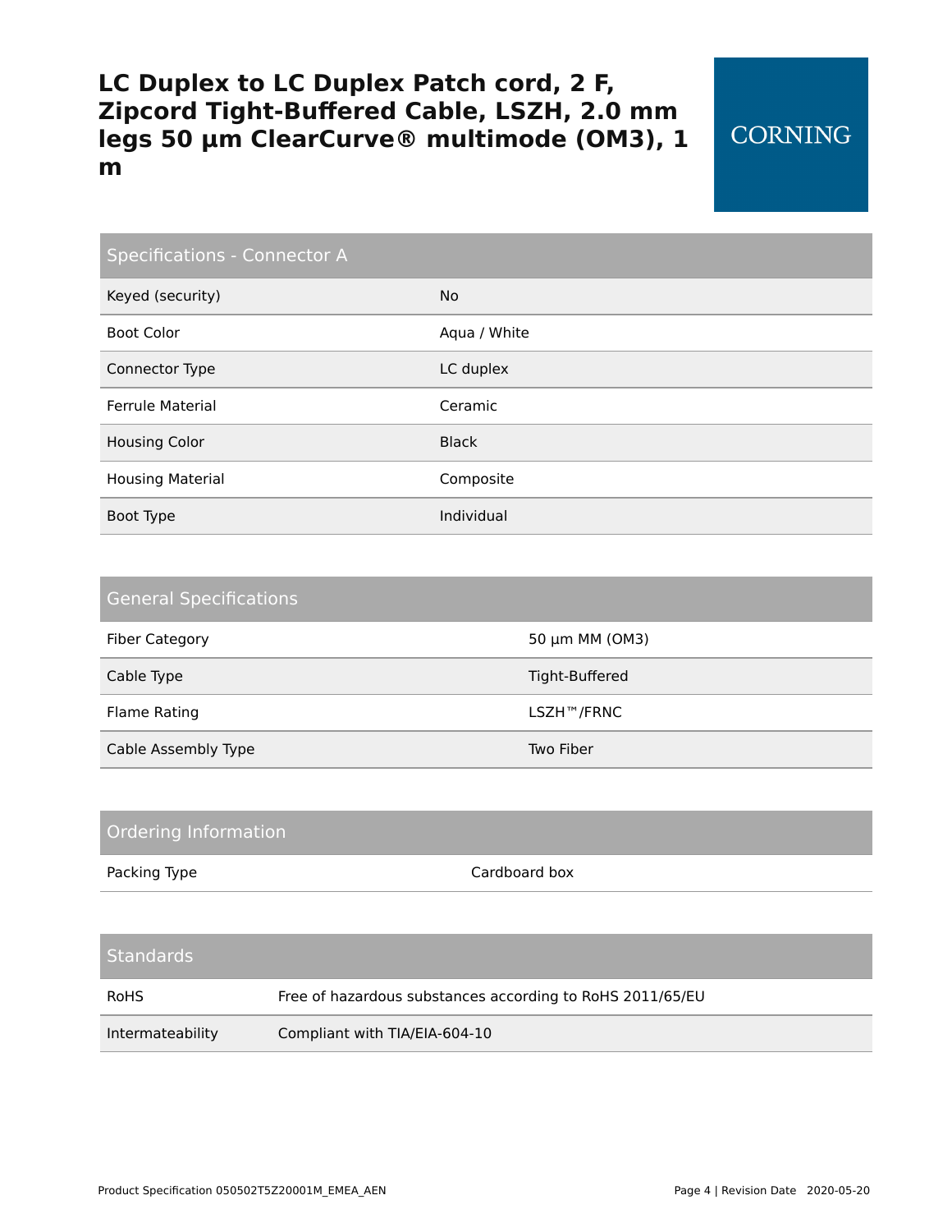# LC Duplex to LC Duplex Patch cord, 2 F, Zipcord Tight-Buffered Cable, LSZH, 2.0 mm legs 50 µm ClearCurve® multimode (OM3), 1 m

CORNING

| Specifications - Connector A | |
|---|---|
| Keyed (security) | No |
| Boot Color | Aqua / White |
| Connector Type | LC duplex |
| Ferrule Material | Ceramic |
| Housing Color | Black |
| Housing Material | Composite |
| Boot Type | Individual |

| General Specifications | |
|---|---|
| Fiber Category | 50 µm MM (OM3) |
| Cable Type | Tight-Buffered |
| Flame Rating | LSZH™/FRNC |
| Cable Assembly Type | Two Fiber |

| Ordering Information | |
|---|---|
| Packing Type | Cardboard box |

| Standards | |
|---|---|
| RoHS | Free of hazardous substances according to RoHS 2011/65/EU |
| Intermateability | Compliant with TIA/EIA-604-10 |

Product Specification 050502T5Z20001M_EMEA_AEN

Revision Date 2020-05-20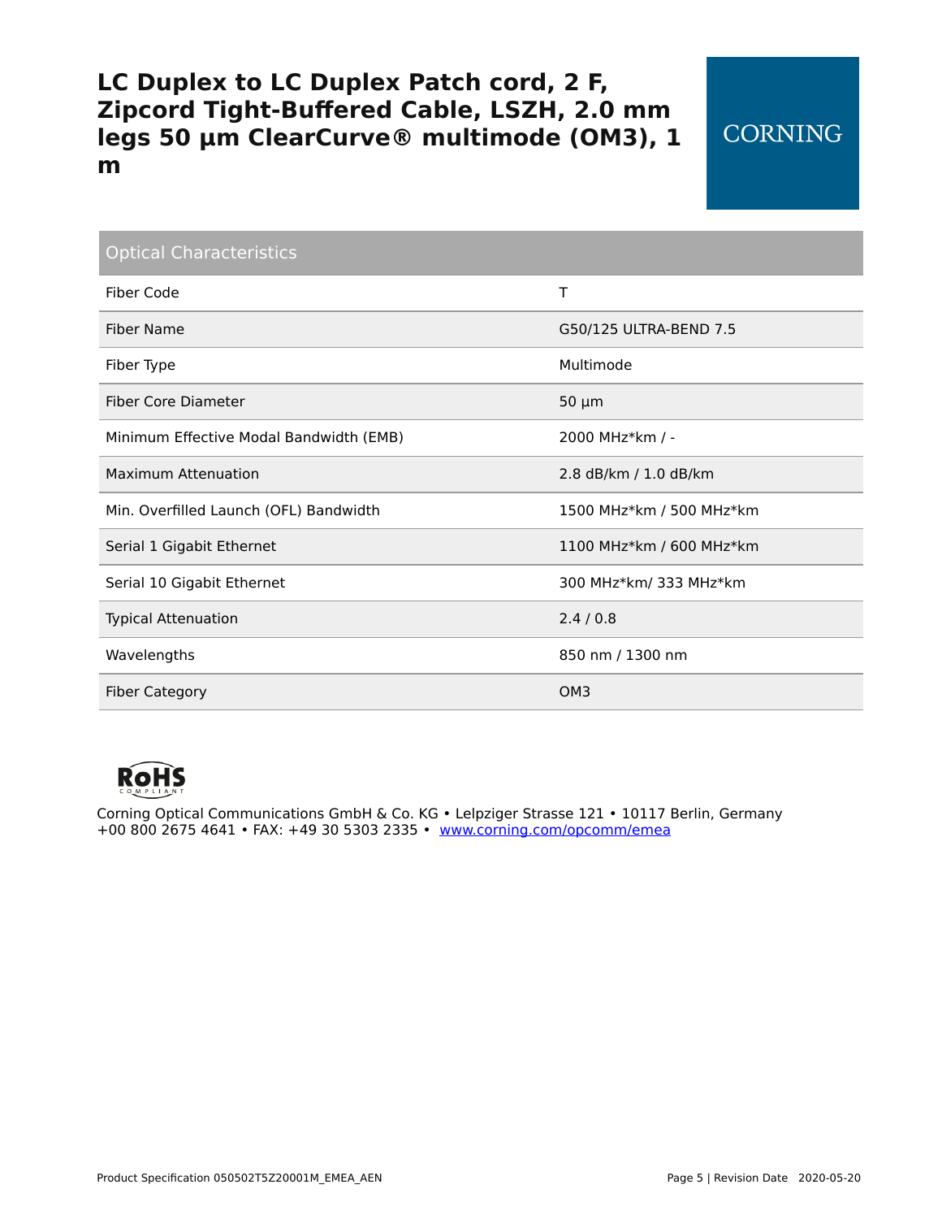# LC Duplex to LC Duplex Patch cord, 2 F, Zipcord Tight-Buffered Cable, LSZH, 2.0 mm legs 50 µm ClearCurve® multimode (OM3), 1 m

CORNING

| Optical Characteristics | |
|---|---|
| Fiber Code | T |
| Fiber Name | G50/125 ULTRA-BEND 7.5 |
| Fiber Type | Multimode |
| Fiber Core Diameter | 50 µm |
| Minimum Effective Modal Bandwidth (EMB) | 2000 MHz*km / - |
| Maximum Attenuation | 2.8 dB/km / 1.0 dB/km |
| Min. Overfilled Launch (OFL) Bandwidth | 1500 MHz*km / 500 MHz*km |
| Serial 1 Gigabit Ethernet | 1100 MHz*km / 600 MHz*km |
| Serial 10 Gigabit Ethernet | 300 MHz*km/ 333 MHz*km |
| Typical Attenuation | 2.4 / 0.8 |
| Wavelengths | 850 nm / 1300 nm |
| Fiber Category | OM3 |

RoHS COMPLIANT

Corning Optical Communications GmbH & Co. KG • Lelpziger Strasse 121 • 10117 Berlin, Germany
+00 800 2675 4641 • FAX: +49 30 5303 2335 • www.corning.com/opcomm/emea

Product Specification 050502T5Z20001M_EMEA_AEN

Revision Date 2020-05-20